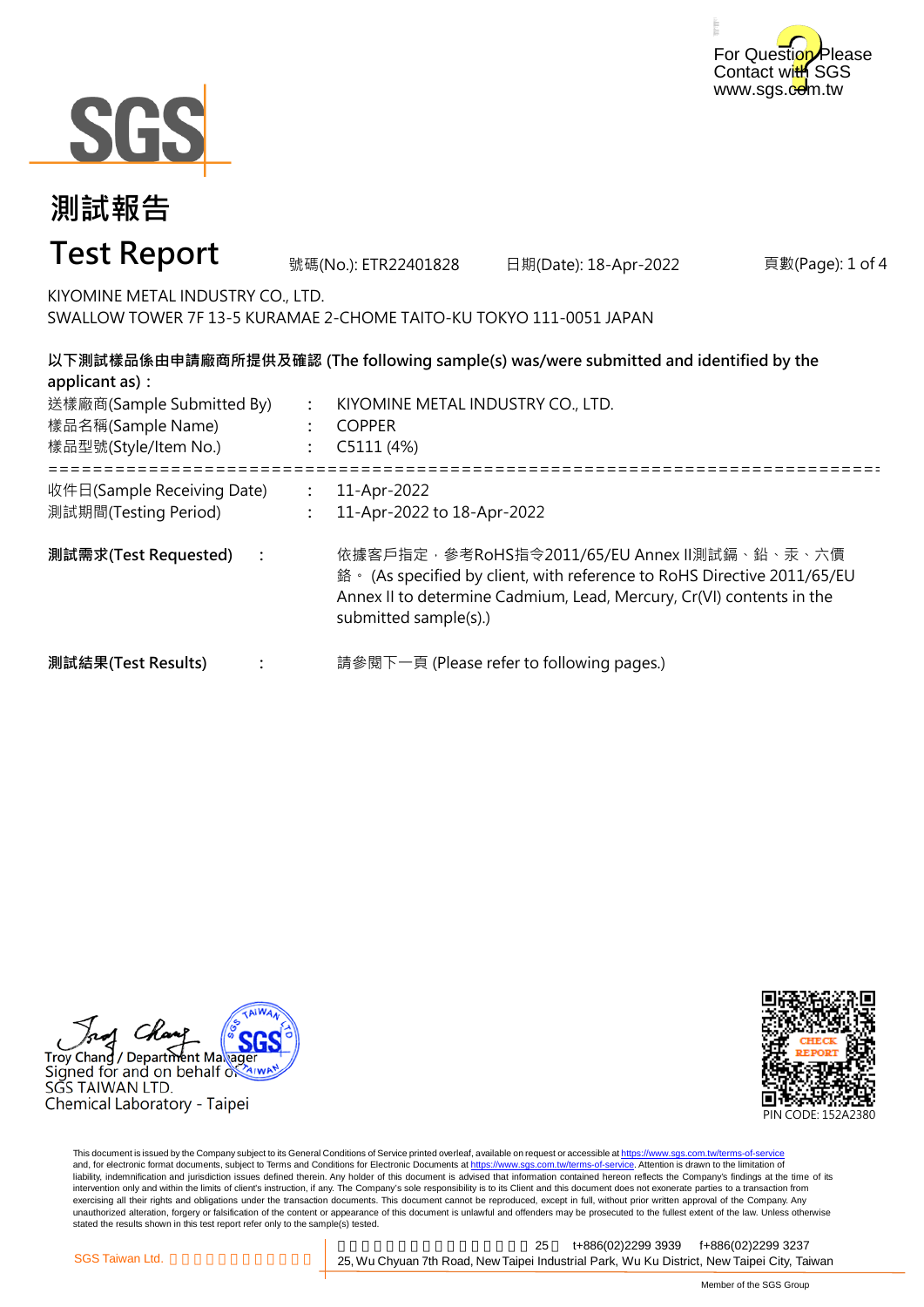For Question Please Contact with SGS www.sgs.com.tw

SGS

# 測試報告

# Test Report

號碼(No.): ETR22401828 日期(Date): 18-Apr-2022

KIYOMINE METAL INDUSTRY CO., LTD.
SWALLOW TOWER 7F 13-5 KURAMAE 2-CHOME TAITO-KU TOKYO 111-0051 JAPAN

**以下測試樣品係由申請廠商所提供及確認 (The following sample(s) was/were submitted and identified by the applicant as)：**

送樣廠商(Sample Submitted By) : KIYOMINE METAL INDUSTRY CO., LTD.
樣品名稱(Sample Name) : COPPER
樣品型號(Style/Item No.) : C5111 (4%)

==========================================================================

收件日(Sample Receiving Date) : 11-Apr-2022
測試期間(Testing Period) : 11-Apr-2022 to 18-Apr-2022

**測試需求(Test Requested)** : 依據客戶指定，參考RoHS指令2011/65/EU Annex II測試鎘、鉛、汞、六價鉻。 (As specified by client, with reference to RoHS Directive 2011/65/EU Annex II to determine Cadmium, Lead, Mercury, Cr(VI) contents in the submitted sample(s).)

**測試結果(Test Results)** : 請參閱下一頁 (Please refer to following pages.)

Troy Chang / Department Manager
Signed for and on behalf of
SGS TAIWAN LTD.
Chemical Laboratory - Taipei

CHECK REPORT
PIN CODE: 152A2380

This document is issued by the Company subject to its General Conditions of Service printed overleaf, available on request or accessible at https://www.sgs.com.tw/terms-of-service and, for electronic format documents, subject to Terms and Conditions for Electronic Documents at https://www.sgs.com.tw/terms-of-service. Attention is drawn to the limitation of liability, indemnification and jurisdiction issues defined therein. Any holder of this document is advised that information contained hereon reflects the Company's findings at the time of its intervention only and within the limits of client's instruction, if any. The Company's sole responsibility is to its Client and this document does not exonerate parties to a transaction from exercising all their rights and obligations under the transaction documents. This document cannot be reproduced, except in full, without prior written approval of the Company. Any unauthorized alteration, forgery or falsification of the content or appearance of this document is unlawful and offenders may be prosecuted to the fullest extent of the law. Unless otherwise stated the results shown in this test report refer only to the sample(s) tested.

SGS Taiwan Ltd. | 25, Wu Chyuan 7th Road, New Taipei Industrial Park, Wu Ku District, New Taipei City, Taiwan | t+886(02)2299 3939 f+886(02)2299 3237

Member of the SGS Group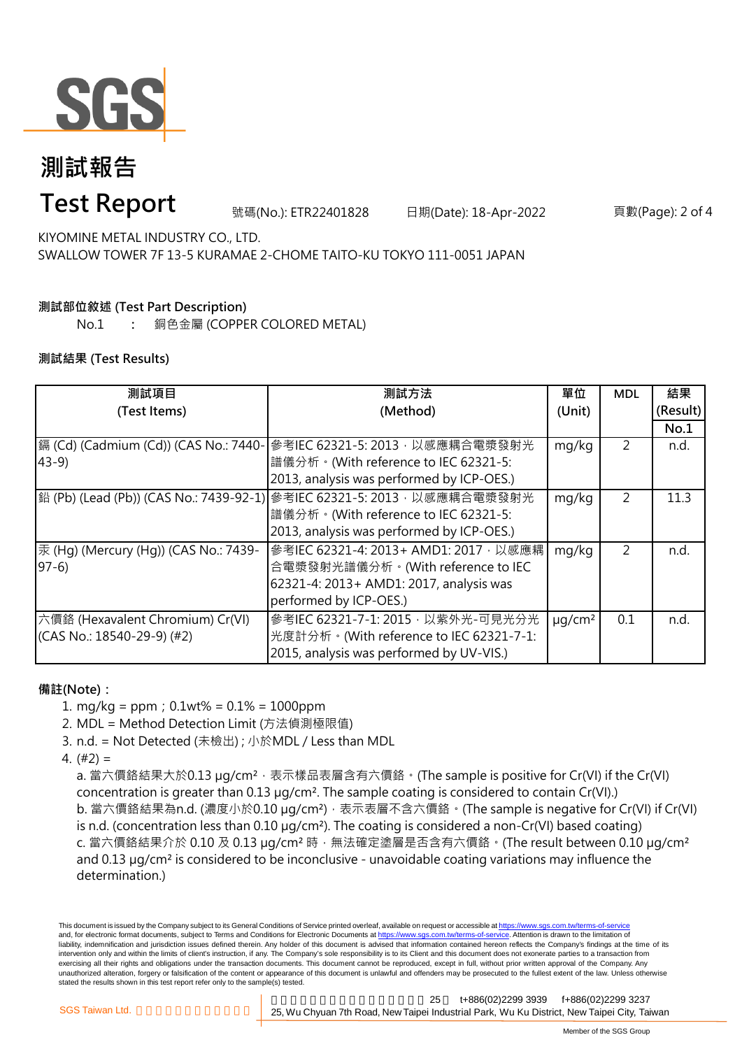# 測試報告

# Test Report

號碼(No.): ETR22401828　　日期(Date): 18-Apr-2022

KIYOMINE METAL INDUSTRY CO., LTD.
SWALLOW TOWER 7F 13-5 KURAMAE 2-CHOME TAITO-KU TOKYO 111-0051 JAPAN

**測試部位敘述 (Test Part Description)**

No.1　：　銅色金屬 (COPPER COLORED METAL)

**測試結果 (Test Results)**

| 測試項目 (Test Items) | 測試方法 (Method) | 單位 (Unit) | MDL | 結果 (Result) No.1 |
|---|---|---|---|---|
| 鎘 (Cd) (Cadmium (Cd)) (CAS No.: 7440-43-9) | 參考IEC 62321-5: 2013，以感應耦合電漿發射光譜儀分析。(With reference to IEC 62321-5: 2013, analysis was performed by ICP-OES.) | mg/kg | 2 | n.d. |
| 鉛 (Pb) (Lead (Pb)) (CAS No.: 7439-92-1) | 參考IEC 62321-5: 2013，以感應耦合電漿發射光譜儀分析。(With reference to IEC 62321-5: 2013, analysis was performed by ICP-OES.) | mg/kg | 2 | 11.3 |
| 汞 (Hg) (Mercury (Hg)) (CAS No.: 7439-97-6) | 參考IEC 62321-4: 2013+ AMD1: 2017，以感應耦合電漿發射光譜儀分析。(With reference to IEC 62321-4: 2013+ AMD1: 2017, analysis was performed by ICP-OES.) | mg/kg | 2 | n.d. |
| 六價鉻 (Hexavalent Chromium) Cr(VI) (CAS No.: 18540-29-9) (#2) | 參考IEC 62321-7-1: 2015，以紫外光-可見光分光光度計分析。(With reference to IEC 62321-7-1: 2015, analysis was performed by UV-VIS.) | μg/cm² | 0.1 | n.d. |

**備註(Note)：**

1. mg/kg = ppm；0.1wt% = 0.1% = 1000ppm
2. MDL = Method Detection Limit (方法偵測極限值)
3. n.d. = Not Detected (未檢出) ; 小於MDL / Less than MDL
4. (#2) =
   a. 當六價鉻結果大於0.13 μg/cm²，表示樣品表層含有六價鉻。(The sample is positive for Cr(VI) if the Cr(VI) concentration is greater than 0.13 μg/cm². The sample coating is considered to contain Cr(VI).)
   b. 當六價鉻結果為n.d. (濃度小於0.10 μg/cm²)，表示表層不含六價鉻。(The sample is negative for Cr(VI) if Cr(VI) is n.d. (concentration less than 0.10 μg/cm²). The coating is considered a non-Cr(VI) based coating)
   c. 當六價鉻結果介於 0.10 及 0.13 μg/cm² 時，無法確定塗層是否含有六價鉻。(The result between 0.10 μg/cm² and 0.13 μg/cm² is considered to be inconclusive - unavoidable coating variations may influence the determination.)

This document is issued by the Company subject to its General Conditions of Service printed overleaf, available on request or accessible at https://www.sgs.com.tw/terms-of-service and, for electronic format documents, subject to Terms and Conditions for Electronic Documents at https://www.sgs.com.tw/terms-of-service. Attention is drawn to the limitation of liability, indemnification and jurisdiction issues defined therein. Any holder of this document is advised that information contained hereon reflects the Company's findings at the time of its intervention only and within the limits of client's instruction, if any. The Company's sole responsibility is to its Client and this document does not exonerate parties to a transaction from exercising all their rights and obligations under the transaction documents. This document cannot be reproduced, except in full, without prior written approval of the Company. Any unauthorized alteration, forgery or falsification of the content or appearance of this document is unlawful and offenders may be prosecuted to the fullest extent of the law. Unless otherwise stated the results shown in this test report refer only to the sample(s) tested.

SGS Taiwan Ltd. | 25, Wu Chyuan 7th Road, New Taipei Industrial Park, Wu Ku District, New Taipei City, Taiwan t+886(02)2299 3939 f+886(02)2299 3237

Member of the SGS Group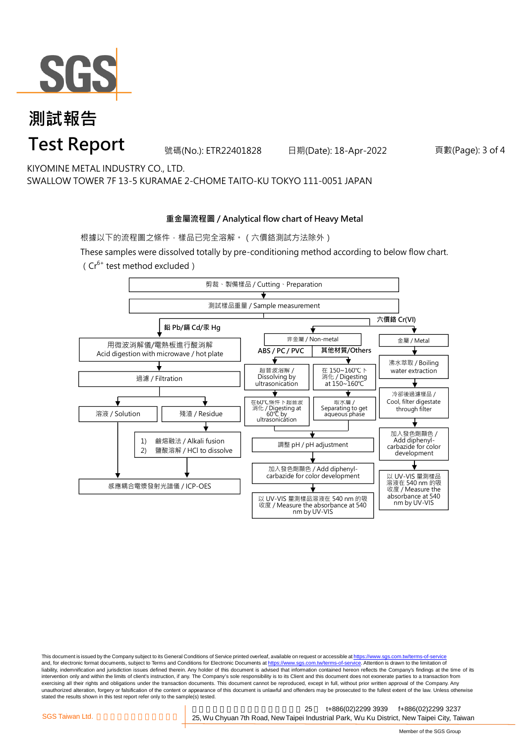# 測試報告

# Test Report

號碼(No.): ETR22401828　　日期(Date): 18-Apr-2022

KIYOMINE METAL INDUSTRY CO., LTD.

SWALLOW TOWER 7F 13-5 KURAMAE 2-CHOME TAITO-KU TOKYO 111-0051 JAPAN

## 重金屬流程圖 / Analytical flow chart of Heavy Metal

根據以下的流程圖之條件，樣品已完全溶解。（六價鉻測試方法除外）

These samples were dissolved totally by pre-conditioning method according to below flow chart.
（$Cr^{6+}$ test method excluded）

剪裁、製備樣品 / Cutting、Preparation

↓

測試樣品重量 / Sample measurement

**鉛 Pb/鎘 Cd/汞 Hg**

- 用微波消解儀/電熱板進行酸消解 / Acid digestion with microwave / hot plate
- ↓ 過濾 / Filtration
- ↓ 溶液 / Solution → 感應耦合電漿發射光譜儀 / ICP-OES
- ↓ 殘渣 / Residue → 1) 鹼熔融法 / Alkali fusion 2) 鹽酸溶解 / HCl to dissolve → 感應耦合電漿發射光譜儀 / ICP-OES

**六價鉻 Cr(VI)**

非金屬 / Non-metal

- **ABS / PC / PVC**: 超音波溶解 / Dissolving by ultrasonication → 在60℃條件下超音波消化 / Digesting at 60℃ by ultrasonication
- **其他材質/Others**: 在 150~160℃ 下消化 / Digesting at 150~160℃ → 取水層 / Separating to get aqueous phase
- ↓ 調整 pH / pH adjustment
- ↓ 加入發色劑顯色 / Add diphenyl-carbazide for color development
- ↓ 以 UV-VIS 量測樣品溶液在 540 nm 的吸收度 / Measure the absorbance at 540 nm by UV-VIS

金屬 / Metal

- ↓ 沸水萃取 / Boiling water extraction
- ↓ 冷卻後過濾樣品 / Cool, filter digestate through filter
- ↓ 加入發色劑顯色 / Add diphenyl-carbazide for color development
- ↓ 以 UV-VIS 量測樣品溶液在 540 nm 的吸收度 / Measure the absorbance at 540 nm by UV-VIS

This document is issued by the Company subject to its General Conditions of Service printed overleaf, available on request or accessible at https://www.sgs.com.tw/terms-of-service and, for electronic format documents, subject to Terms and Conditions for Electronic Documents at https://www.sgs.com.tw/terms-of-service. Attention is drawn to the limitation of liability, indemnification and jurisdiction issues defined therein. Any holder of this document is advised that information contained hereon reflects the Company's findings at the time of its intervention only and within the limits of client's instruction, if any. The Company's sole responsibility is to its Client and this document does not exonerate parties to a transaction from exercising all their rights and obligations under the transaction documents. This document cannot be reproduced, except in full, without prior written approval of the Company. Any unauthorized alteration, forgery or falsification of the content or appearance of this document is unlawful and offenders may be prosecuted to the fullest extent of the law. Unless otherwise stated the results shown in this test report refer only to the sample(s) tested.

SGS Taiwan Ltd. 25, Wu Chyuan 7th Road, New Taipei Industrial Park, Wu Ku District, New Taipei City, Taiwan t+886(02)2299 3939 f+886(02)2299 3237

Member of the SGS Group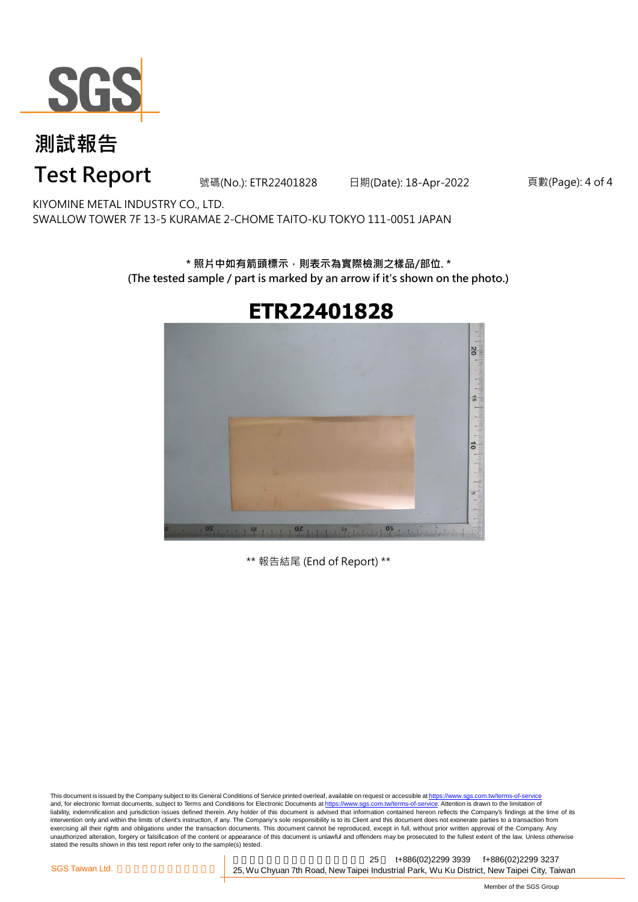# 測試報告

# Test Report

號碼(No.): ETR22401828 日期(Date): 18-Apr-2022

KIYOMINE METAL INDUSTRY CO., LTD.
SWALLOW TOWER 7F 13-5 KURAMAE 2-CHOME TAITO-KU TOKYO 111-0051 JAPAN

**\* 照片中如有箭頭標示，則表示為實際檢測之樣品/部位. \***
**(The tested sample / part is marked by an arrow if it's shown on the photo.)**

**ETR22401828**

** 報告結尾 (End of Report) **

This document is issued by the Company subject to its General Conditions of Service printed overleaf, available on request or accessible at https://www.sgs.com.tw/terms-of-service and, for electronic format documents, subject to Terms and Conditions for Electronic Documents at https://www.sgs.com.tw/terms-of-service. Attention is drawn to the limitation of liability, indemnification and jurisdiction issues defined therein. Any holder of this document is advised that information contained hereon reflects the Company's findings at the time of its intervention only and within the limits of client's instruction, if any. The Company's sole responsibility is to its Client and this document does not exonerate parties to a transaction from exercising all their rights and obligations under the transaction documents. This document cannot be reproduced, except in full, without prior written approval of the Company. Any unauthorized alteration, forgery or falsification of the content or appearance of this document is unlawful and offenders may be prosecuted to the fullest extent of the law. Unless otherwise stated the results shown in this test report refer only to the sample(s) tested.

SGS Taiwan Ltd. | 25 t+886(02)2299 3939 f+886(02)2299 3237
25, Wu Chyuan 7th Road, New Taipei Industrial Park, Wu Ku District, New Taipei City, Taiwan

Member of the SGS Group